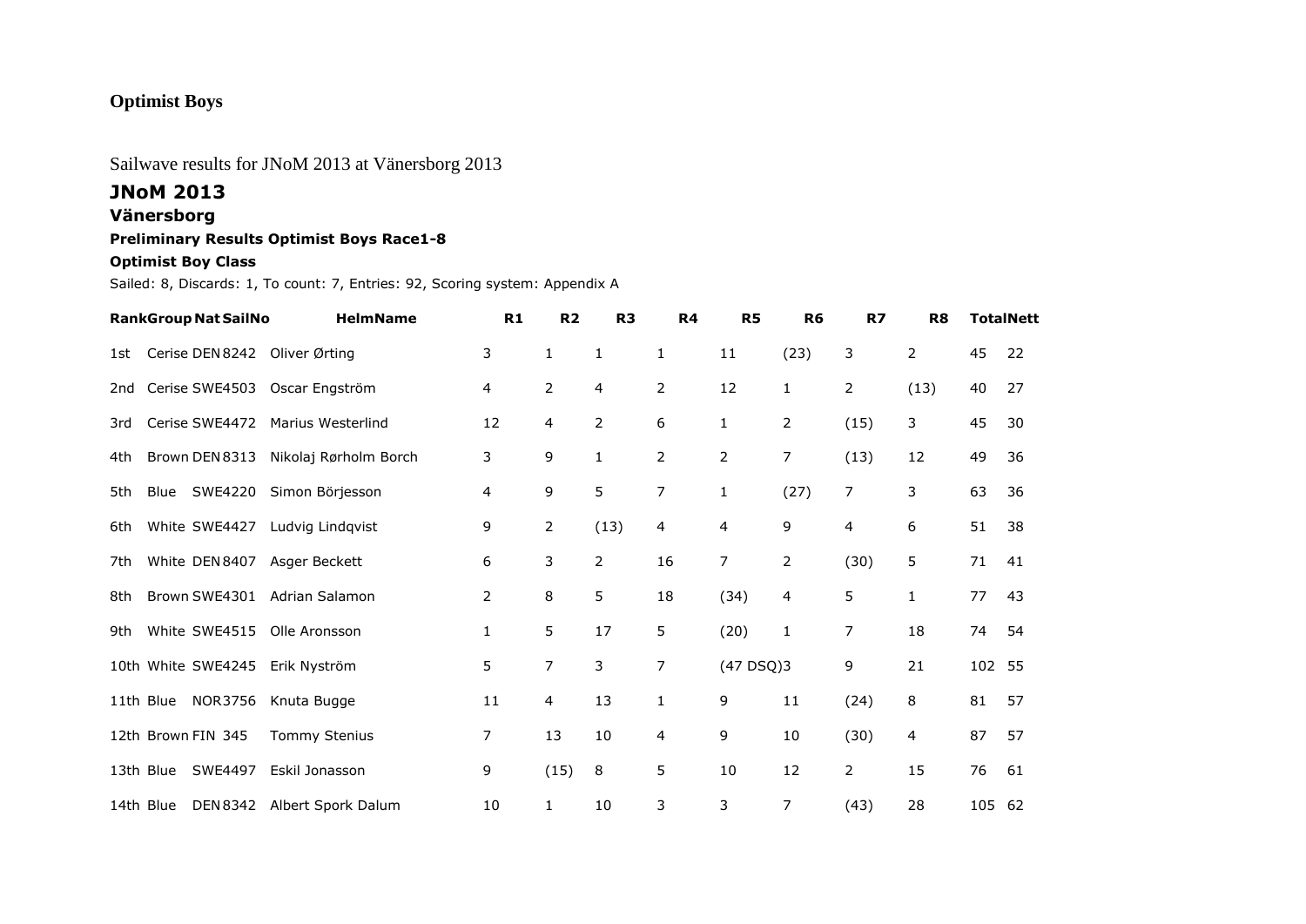**Optimist Boys**

Sailwave results for JNoM 2013 at Vänersborg 2013

# JNoM 2013

## Vänersborg

### Preliminary Results Optimist Boys Race1-8

#### Optimist Boy Class

Sailed: 8, Discards: 1, To count: 7, Entries: 92, Scoring system: Appendix A

| Rank | Group | Nat | SailNo | HelmName | R1 | R2 | R3 | R4 | R5 | R6 | R7 | R8 | Total | Nett |
|---|---|---|---|---|---|---|---|---|---|---|---|---|---|---|
| 1st | Cerise | DEN | 8242 | Oliver Ørting | 3 | 1 | 1 | 1 | 11 | (23) | 3 | 2 | 45 | 22 |
| 2nd | Cerise | SWE | 4503 | Oscar Engström | 4 | 2 | 4 | 2 | 12 | 1 | 2 | (13) | 40 | 27 |
| 3rd | Cerise | SWE | 4472 | Marius Westerlind | 12 | 4 | 2 | 6 | 1 | 2 | (15) | 3 | 45 | 30 |
| 4th | Brown | DEN | 8313 | Nikolaj Rørholm Borch | 3 | 9 | 1 | 2 | 2 | 7 | (13) | 12 | 49 | 36 |
| 5th | Blue | SWE | 4220 | Simon Börjesson | 4 | 9 | 5 | 7 | 1 | (27) | 7 | 3 | 63 | 36 |
| 6th | White | SWE | 4427 | Ludvig Lindqvist | 9 | 2 | (13) | 4 | 4 | 9 | 4 | 6 | 51 | 38 |
| 7th | White | DEN | 8407 | Asger Beckett | 6 | 3 | 2 | 16 | 7 | 2 | (30) | 5 | 71 | 41 |
| 8th | Brown | SWE | 4301 | Adrian Salamon | 2 | 8 | 5 | 18 | (34) | 4 | 5 | 1 | 77 | 43 |
| 9th | White | SWE | 4515 | Olle Aronsson | 1 | 5 | 17 | 5 | (20) | 1 | 7 | 18 | 74 | 54 |
| 10th | White | SWE | 4245 | Erik Nyström | 5 | 7 | 3 | 7 | (47 DSQ) | 3 | 9 | 21 | 102 | 55 |
| 11th | Blue | NOR | 3756 | Knuta Bugge | 11 | 4 | 13 | 1 | 9 | 11 | (24) | 8 | 81 | 57 |
| 12th | Brown | FIN | 345 | Tommy Stenius | 7 | 13 | 10 | 4 | 9 | 10 | (30) | 4 | 87 | 57 |
| 13th | Blue | SWE | 4497 | Eskil Jonasson | 9 | (15) | 8 | 5 | 10 | 12 | 2 | 15 | 76 | 61 |
| 14th | Blue | DEN | 8342 | Albert Spork Dalum | 10 | 1 | 10 | 3 | 3 | 7 | (43) | 28 | 105 | 62 |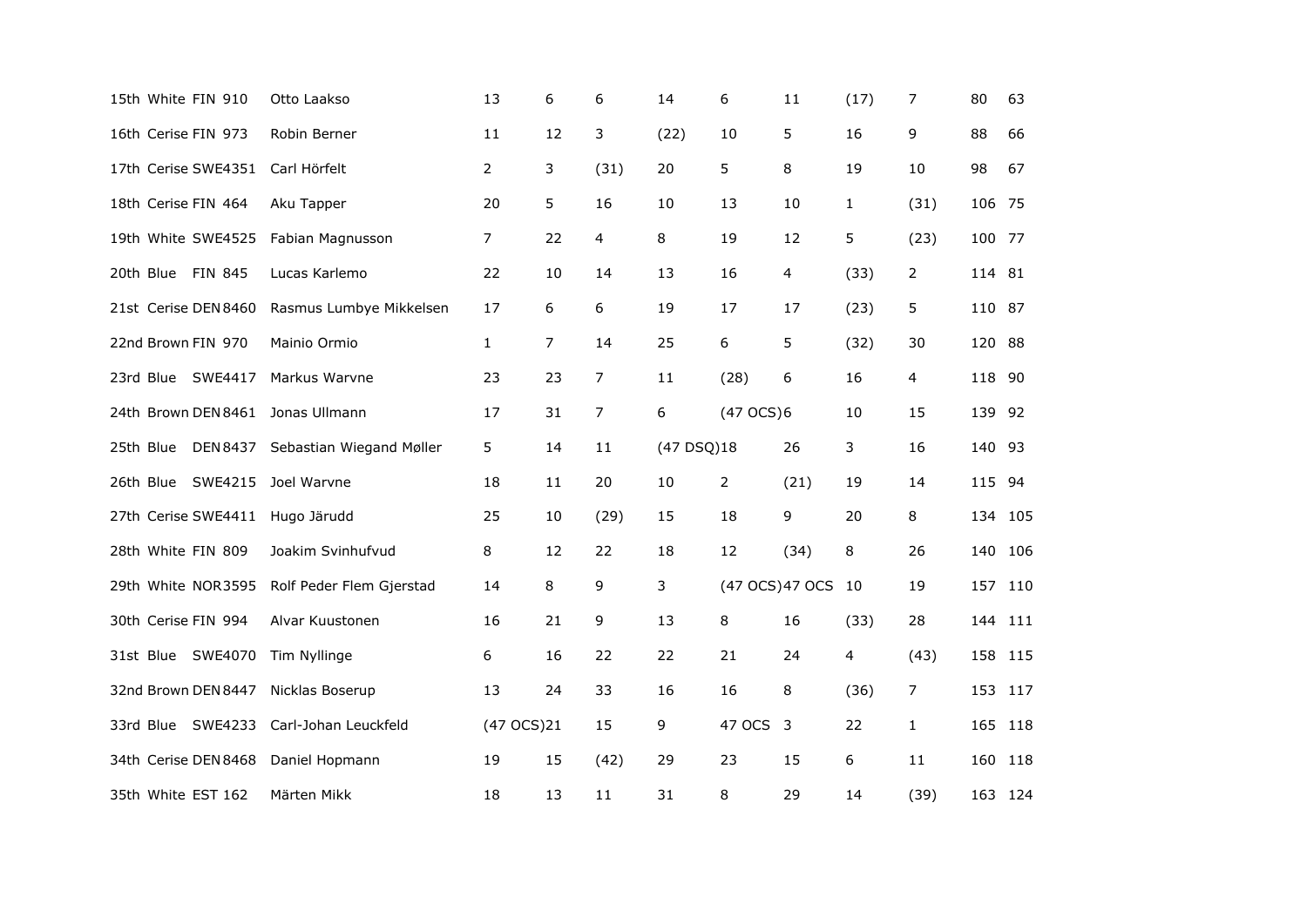| | | | | | | | | | | | | | | |
|---|---|---|---|---|---|---|---|---|---|---|---|---|---|---|
| 15th | White | FIN 910 | Otto Laakso | 13 | 6 | 6 | 14 | 6 | 11 | (17) | 7 | 80 | 63 |
| 16th | Cerise | FIN 973 | Robin Berner | 11 | 12 | 3 | (22) | 10 | 5 | 16 | 9 | 88 | 66 |
| 17th | Cerise | SWE4351 | Carl Hörfelt | 2 | 3 | (31) | 20 | 5 | 8 | 19 | 10 | 98 | 67 |
| 18th | Cerise | FIN 464 | Aku Tapper | 20 | 5 | 16 | 10 | 13 | 10 | 1 | (31) | 106 | 75 |
| 19th | White | SWE4525 | Fabian Magnusson | 7 | 22 | 4 | 8 | 19 | 12 | 5 | (23) | 100 | 77 |
| 20th | Blue | FIN 845 | Lucas Karlemo | 22 | 10 | 14 | 13 | 16 | 4 | (33) | 2 | 114 | 81 |
| 21st | Cerise | DEN 8460 | Rasmus Lumbye Mikkelsen | 17 | 6 | 6 | 19 | 17 | 17 | (23) | 5 | 110 | 87 |
| 22nd | Brown | FIN 970 | Mainio Ormio | 1 | 7 | 14 | 25 | 6 | 5 | (32) | 30 | 120 | 88 |
| 23rd | Blue | SWE4417 | Markus Warvne | 23 | 23 | 7 | 11 | (28) | 6 | 16 | 4 | 118 | 90 |
| 24th | Brown | DEN 8461 | Jonas Ullmann | 17 | 31 | 7 | 6 | (47 OCS) | 6 | 10 | 15 | 139 | 92 |
| 25th | Blue | DEN 8437 | Sebastian Wiegand Møller | 5 | 14 | 11 | (47 DSQ) | 18 | 26 | 3 | 16 | 140 | 93 |
| 26th | Blue | SWE4215 | Joel Warvne | 18 | 11 | 20 | 10 | 2 | (21) | 19 | 14 | 115 | 94 |
| 27th | Cerise | SWE4411 | Hugo Järudd | 25 | 10 | (29) | 15 | 18 | 9 | 20 | 8 | 134 | 105 |
| 28th | White | FIN 809 | Joakim Svinhufvud | 8 | 12 | 22 | 18 | 12 | (34) | 8 | 26 | 140 | 106 |
| 29th | White | NOR3595 | Rolf Peder Flem Gjerstad | 14 | 8 | 9 | 3 | (47 OCS) | 47 OCS | 10 | 19 | 157 | 110 |
| 30th | Cerise | FIN 994 | Alvar Kuustonen | 16 | 21 | 9 | 13 | 8 | 16 | (33) | 28 | 144 | 111 |
| 31st | Blue | SWE4070 | Tim Nyllinge | 6 | 16 | 22 | 22 | 21 | 24 | 4 | (43) | 158 | 115 |
| 32nd | Brown | DEN 8447 | Nicklas Boserup | 13 | 24 | 33 | 16 | 16 | 8 | (36) | 7 | 153 | 117 |
| 33rd | Blue | SWE4233 | Carl-Johan Leuckfeld | (47 OCS) | 21 | 15 | 9 | 47 OCS | 3 | 22 | 1 | 165 | 118 |
| 34th | Cerise | DEN 8468 | Daniel Hopmann | 19 | 15 | (42) | 29 | 23 | 15 | 6 | 11 | 160 | 118 |
| 35th | White | EST 162 | Märten Mikk | 18 | 13 | 11 | 31 | 8 | 29 | 14 | (39) | 163 | 124 |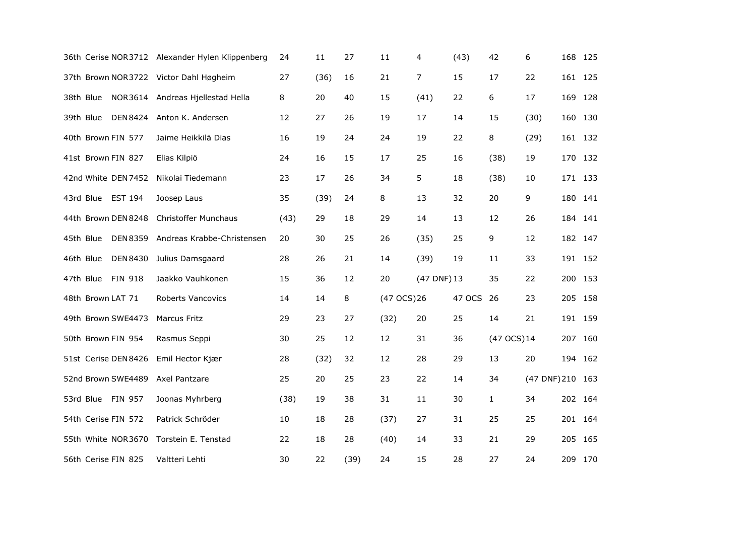| | | | | | | | | | | | | | |
|---|---|---|---|---|---|---|---|---|---|---|---|---|---|
| 36th | Cerise | NOR3712 | Alexander Hylen Klippenberg | 24 | 11 | 27 | 11 | 4 | (43) | 42 | 6 | 168 | 125 |
| 37th | Brown | NOR3722 | Victor Dahl Høgheim | 27 | (36) | 16 | 21 | 7 | 15 | 17 | 22 | 161 | 125 |
| 38th | Blue | NOR3614 | Andreas Hjellestad Hella | 8 | 20 | 40 | 15 | (41) | 22 | 6 | 17 | 169 | 128 |
| 39th | Blue | DEN8424 | Anton K. Andersen | 12 | 27 | 26 | 19 | 17 | 14 | 15 | (30) | 160 | 130 |
| 40th | Brown | FIN 577 | Jaime Heikkilä Dias | 16 | 19 | 24 | 24 | 19 | 22 | 8 | (29) | 161 | 132 |
| 41st | Brown | FIN 827 | Elias Kilpiö | 24 | 16 | 15 | 17 | 25 | 16 | (38) | 19 | 170 | 132 |
| 42nd | White | DEN7452 | Nikolai Tiedemann | 23 | 17 | 26 | 34 | 5 | 18 | (38) | 10 | 171 | 133 |
| 43rd | Blue | EST 194 | Joosep Laus | 35 | (39) | 24 | 8 | 13 | 32 | 20 | 9 | 180 | 141 |
| 44th | Brown | DEN8248 | Christoffer Munchaus | (43) | 29 | 18 | 29 | 14 | 13 | 12 | 26 | 184 | 141 |
| 45th | Blue | DEN8359 | Andreas Krabbe-Christensen | 20 | 30 | 25 | 26 | (35) | 25 | 9 | 12 | 182 | 147 |
| 46th | Blue | DEN8430 | Julius Damsgaard | 28 | 26 | 21 | 14 | (39) | 19 | 11 | 33 | 191 | 152 |
| 47th | Blue | FIN 918 | Jaakko Vauhkonen | 15 | 36 | 12 | 20 | (47 DNF) | 13 | 35 | 22 | 200 | 153 |
| 48th | Brown | LAT 71 | Roberts Vancovics | 14 | 14 | 8 | (47 OCS) | 26 | 47 OCS | 26 | 23 | 205 | 158 |
| 49th | Brown | SWE4473 | Marcus Fritz | 29 | 23 | 27 | (32) | 20 | 25 | 14 | 21 | 191 | 159 |
| 50th | Brown | FIN 954 | Rasmus Seppi | 30 | 25 | 12 | 12 | 31 | 36 | (47 OCS) | 14 | 207 | 160 |
| 51st | Cerise | DEN8426 | Emil Hector Kjær | 28 | (32) | 32 | 12 | 28 | 29 | 13 | 20 | 194 | 162 |
| 52nd | Brown | SWE4489 | Axel Pantzare | 25 | 20 | 25 | 23 | 22 | 14 | 34 | (47 DNF) | 210 | 163 |
| 53rd | Blue | FIN 957 | Joonas Myhrberg | (38) | 19 | 38 | 31 | 11 | 30 | 1 | 34 | 202 | 164 |
| 54th | Cerise | FIN 572 | Patrick Schröder | 10 | 18 | 28 | (37) | 27 | 31 | 25 | 25 | 201 | 164 |
| 55th | White | NOR3670 | Torstein E. Tenstad | 22 | 18 | 28 | (40) | 14 | 33 | 21 | 29 | 205 | 165 |
| 56th | Cerise | FIN 825 | Valtteri Lehti | 30 | 22 | (39) | 24 | 15 | 28 | 27 | 24 | 209 | 170 |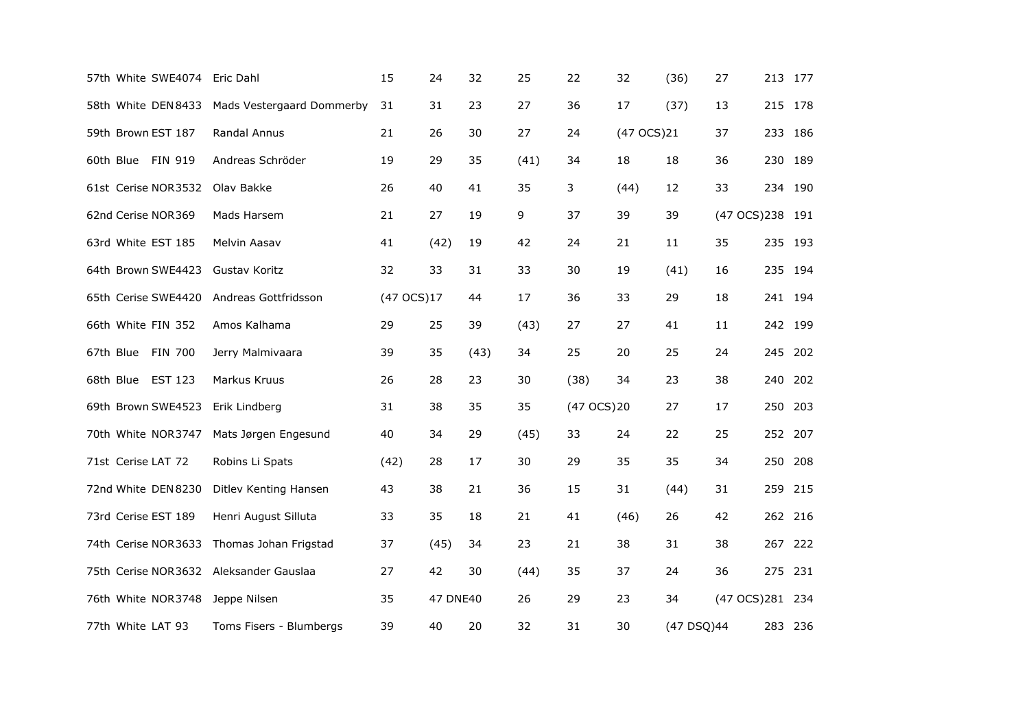| | | | | | | | | | | | | | | |
|---|---|---|---|---|---|---|---|---|---|---|---|---|---|---|
| 57th | White | SWE4074 | Eric Dahl | 15 | 24 | 32 | 25 | 22 | 32 | (36) | 27 | 213 | 177 |
| 58th | White | DEN 8433 | Mads Vestergaard Dommerby | 31 | 31 | 23 | 27 | 36 | 17 | (37) | 13 | 215 | 178 |
| 59th | Brown | EST 187 | Randal Annus | 21 | 26 | 30 | 27 | 24 | (47 OCS) | 21 | 37 | 233 | 186 |
| 60th | Blue | FIN 919 | Andreas Schröder | 19 | 29 | 35 | (41) | 34 | 18 | 18 | 36 | 230 | 189 |
| 61st | Cerise | NOR3532 | Olav Bakke | 26 | 40 | 41 | 35 | 3 | (44) | 12 | 33 | 234 | 190 |
| 62nd | Cerise | NOR369 | Mads Harsem | 21 | 27 | 19 | 9 | 37 | 39 | 39 | (47 OCS) | 238 | 191 |
| 63rd | White | EST 185 | Melvin Aasav | 41 | (42) | 19 | 42 | 24 | 21 | 11 | 35 | 235 | 193 |
| 64th | Brown | SWE4423 | Gustav Koritz | 32 | 33 | 31 | 33 | 30 | 19 | (41) | 16 | 235 | 194 |
| 65th | Cerise | SWE4420 | Andreas Gottfridsson | (47 OCS) | 17 | 44 | 17 | 36 | 33 | 29 | 18 | 241 | 194 |
| 66th | White | FIN 352 | Amos Kalhama | 29 | 25 | 39 | (43) | 27 | 27 | 41 | 11 | 242 | 199 |
| 67th | Blue | FIN 700 | Jerry Malmivaara | 39 | 35 | (43) | 34 | 25 | 20 | 25 | 24 | 245 | 202 |
| 68th | Blue | EST 123 | Markus Kruus | 26 | 28 | 23 | 30 | (38) | 34 | 23 | 38 | 240 | 202 |
| 69th | Brown | SWE4523 | Erik Lindberg | 31 | 38 | 35 | 35 | (47 OCS) | 20 | 27 | 17 | 250 | 203 |
| 70th | White | NOR3747 | Mats Jørgen Engesund | 40 | 34 | 29 | (45) | 33 | 24 | 22 | 25 | 252 | 207 |
| 71st | Cerise | LAT 72 | Robins Li Spats | (42) | 28 | 17 | 30 | 29 | 35 | 35 | 34 | 250 | 208 |
| 72nd | White | DEN 8230 | Ditlev Kenting Hansen | 43 | 38 | 21 | 36 | 15 | 31 | (44) | 31 | 259 | 215 |
| 73rd | Cerise | EST 189 | Henri August Silluta | 33 | 35 | 18 | 21 | 41 | (46) | 26 | 42 | 262 | 216 |
| 74th | Cerise | NOR3633 | Thomas Johan Frigstad | 37 | (45) | 34 | 23 | 21 | 38 | 31 | 38 | 267 | 222 |
| 75th | Cerise | NOR3632 | Aleksander Gauslaa | 27 | 42 | 30 | (44) | 35 | 37 | 24 | 36 | 275 | 231 |
| 76th | White | NOR3748 | Jeppe Nilsen | 35 | 47 DNE | 40 | 26 | 29 | 23 | 34 | (47 OCS) | 281 | 234 |
| 77th | White | LAT 93 | Toms Fisers - Blumbergs | 39 | 40 | 20 | 32 | 31 | 30 | (47 DSQ) | 44 | 283 | 236 |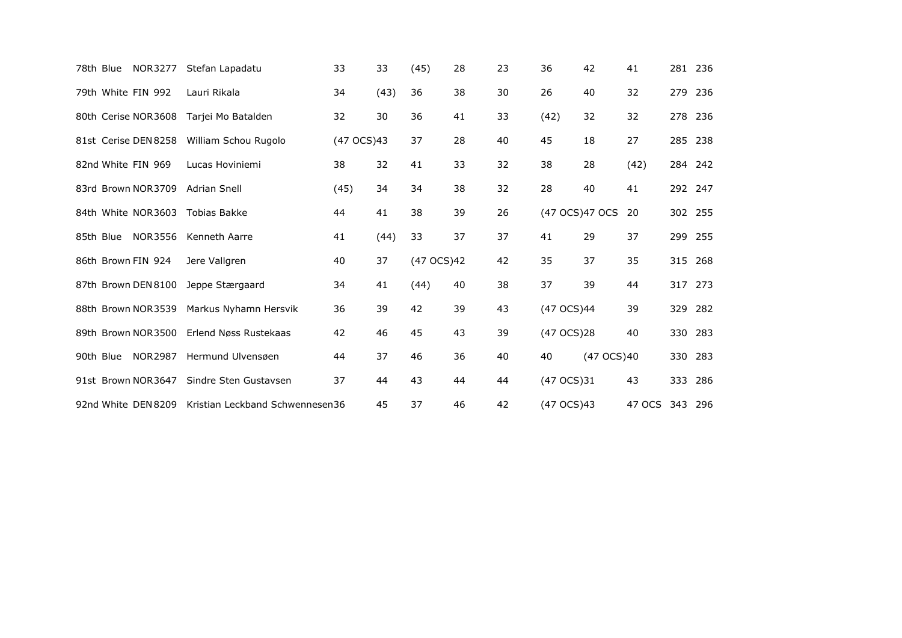| | | | | | | | | | | | | | | |
|---|---|---|---|---|---|---|---|---|---|---|---|---|---|---|
| 78th | Blue | NOR3277 | Stefan Lapadatu | 33 | 33 | (45) | 28 | 23 | 36 | 42 | 41 | 281 | 236 |
| 79th | White | FIN 992 | Lauri Rikala | 34 | (43) | 36 | 38 | 30 | 26 | 40 | 32 | 279 | 236 |
| 80th | Cerise | NOR3608 | Tarjei Mo Batalden | 32 | 30 | 36 | 41 | 33 | (42) | 32 | 32 | 278 | 236 |
| 81st | Cerise | DEN8258 | William Schou Rugolo | (47 OCS) | 43 | 37 | 28 | 40 | 45 | 18 | 27 | 285 | 238 |
| 82nd | White | FIN 969 | Lucas Hoviniemi | 38 | 32 | 41 | 33 | 32 | 38 | 28 | (42) | 284 | 242 |
| 83rd | Brown | NOR3709 | Adrian Snell | (45) | 34 | 34 | 38 | 32 | 28 | 40 | 41 | 292 | 247 |
| 84th | White | NOR3603 | Tobias Bakke | 44 | 41 | 38 | 39 | 26 | (47 OCS) | 47 OCS | 20 | 302 | 255 |
| 85th | Blue | NOR3556 | Kenneth Aarre | 41 | (44) | 33 | 37 | 37 | 41 | 29 | 37 | 299 | 255 |
| 86th | Brown | FIN 924 | Jere Vallgren | 40 | 37 | (47 OCS) | 42 | 42 | 35 | 37 | 35 | 315 | 268 |
| 87th | Brown | DEN8100 | Jeppe Stærgaard | 34 | 41 | (44) | 40 | 38 | 37 | 39 | 44 | 317 | 273 |
| 88th | Brown | NOR3539 | Markus Nyhamn Hersvik | 36 | 39 | 42 | 39 | 43 | (47 OCS) | 44 | 39 | 329 | 282 |
| 89th | Brown | NOR3500 | Erlend Nøss Rustekaas | 42 | 46 | 45 | 43 | 39 | (47 OCS) | 28 | 40 | 330 | 283 |
| 90th | Blue | NOR2987 | Hermund Ulvensøen | 44 | 37 | 46 | 36 | 40 | 40 | (47 OCS) | 40 | 330 | 283 |
| 91st | Brown | NOR3647 | Sindre Sten Gustavsen | 37 | 44 | 43 | 44 | 44 | (47 OCS) | 31 | 43 | 333 | 286 |
| 92nd | White | DEN8209 | Kristian Leckband Schwennesen | 36 | 45 | 37 | 46 | 42 | (47 OCS) | 43 | 47 OCS | 343 | 296 |